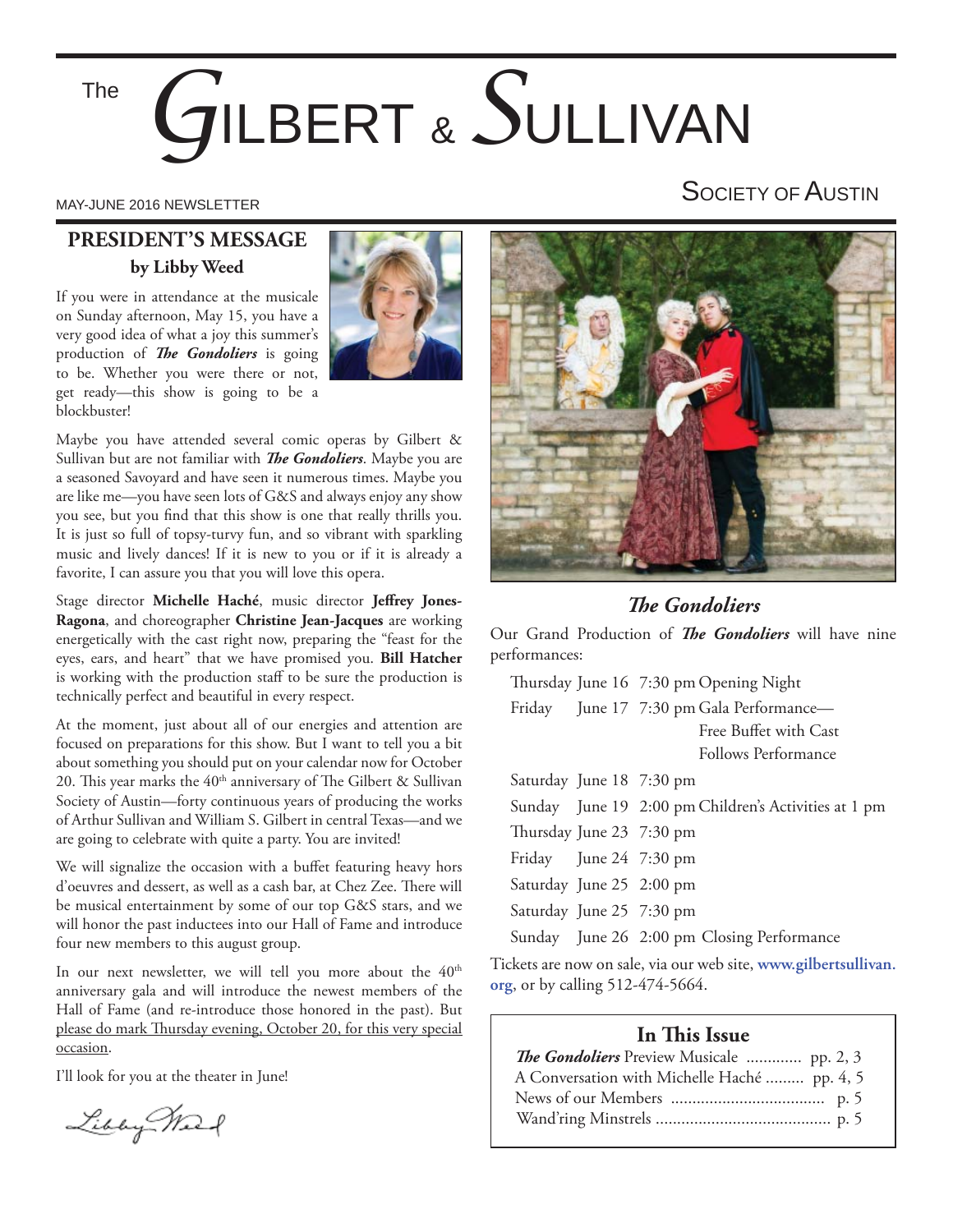# The GILBERT & SULLIVAN SOCIETY OF AUSTIN

MAY-JUNE 2016 NEWSLETTER

## PRESIDENT'S MESSAGE

**by Libby Weed**

If you were in attendance at the musicale on Sunday afternoon, May 15, you have a very good idea of what a joy this summer's production of ***The Gondoliers*** is going to be. Whether you were there or not, get ready—this show is going to be a blockbuster!

Maybe you have attended several comic operas by Gilbert & Sullivan but are not familiar with ***The Gondoliers***. Maybe you are a seasoned Savoyard and have seen it numerous times. Maybe you are like me—you have seen lots of G&S and always enjoy any show you see, but you find that this show is one that really thrills you. It is just so full of topsy-turvy fun, and so vibrant with sparkling music and lively dances! If it is new to you or if it is already a favorite, I can assure you that you will love this opera.

Stage director **Michelle Haché**, music director **Jeffrey Jones-Ragona**, and choreographer **Christine Jean-Jacques** are working energetically with the cast right now, preparing the "feast for the eyes, ears, and heart" that we have promised you. **Bill Hatcher** is working with the production staff to be sure the production is technically perfect and beautiful in every respect.

At the moment, just about all of our energies and attention are focused on preparations for this show. But I want to tell you a bit about something you should put on your calendar now for October 20. This year marks the 40th anniversary of The Gilbert & Sullivan Society of Austin—forty continuous years of producing the works of Arthur Sullivan and William S. Gilbert in central Texas—and we are going to celebrate with quite a party. You are invited!

We will signalize the occasion with a buffet featuring heavy hors d'oeuvres and dessert, as well as a cash bar, at Chez Zee. There will be musical entertainment by some of our top G&S stars, and we will honor the past inductees into our Hall of Fame and introduce four new members to this august group.

In our next newsletter, we will tell you more about the 40th anniversary gala and will introduce the newest members of the Hall of Fame (and re-introduce those honored in the past). But please do mark Thursday evening, October 20, for this very special occasion.

I'll look for you at the theater in June!

Libby Weed

## *The Gondoliers*

Our Grand Production of ***The Gondoliers*** will have nine performances:

| | | | |
|---|---|---|---|
| Thursday | June 16 | 7:30 pm | Opening Night |
| Friday | June 17 | 7:30 pm | Gala Performance—Free Buffet with Cast Follows Performance |
| Saturday | June 18 | 7:30 pm | |
| Sunday | June 19 | 2:00 pm | Children's Activities at 1 pm |
| Thursday | June 23 | 7:30 pm | |
| Friday | June 24 | 7:30 pm | |
| Saturday | June 25 | 2:00 pm | |
| Saturday | June 25 | 7:30 pm | |
| Sunday | June 26 | 2:00 pm | Closing Performance |

Tickets are now on sale, via our web site, **www.gilbertsullivan.org**, or by calling 512-474-5664.

### In This Issue

- ***The Gondoliers*** Preview Musicale ............. pp. 2, 3
- A Conversation with Michelle Haché ......... pp. 4, 5
- News of our Members .................................... p. 5
- Wand'ring Minstrels ......................................... p. 5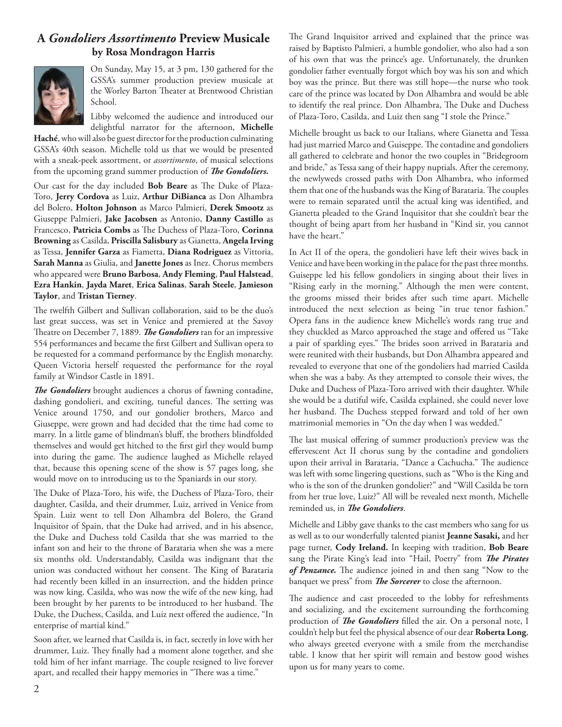## A *Gondoliers Assortimento* Preview Musicale
### by Rosa Mondragon Harris

On Sunday, May 15, at 3 pm, 130 gathered for the GSSA's summer production preview musicale at the Worley Barton Theater at Brentwood Christian School.

Libby welcomed the audience and introduced our delightful narrator for the afternoon, **Michelle Haché**, who will also be guest director for the production culminating GSSA's 40th season. Michelle told us that we would be presented with a sneak-peek assortment, or *assortimento*, of musical selections from the upcoming grand summer production of ***The Gondoliers.***

Our cast for the day included **Bob Beare** as The Duke of Plaza-Toro, **Jerry Cordova** as Luiz, **Arthur DiBianca** as Don Alhambra del Bolero, **Holton Johnson** as Marco Palmieri, **Derek Smootz** as Giuseppe Palmieri, **Jake Jacobsen** as Antonio, **Danny Castillo** as Francesco, **Patricia Combs** as The Duchess of Plaza-Toro, **Corinna Browning** as Casilda, **Priscilla Salisbury** as Gianetta, **Angela Irving** as Tessa, **Jennifer Garza** as Fiametta, **Diana Rodriguez** as Vittoria, **Sarah Manna** as Giulia, and **Janette Jones** as Inez. Chorus members who appeared were **Bruno Barbosa**, **Andy Fleming**, **Paul Halstead**, **Ezra Hankin**, **Jayda Maret**, **Erica Salinas**, **Sarah Steele**, **Jamieson Taylor**, and **Tristan Tierney**.

The twelfth Gilbert and Sullivan collaboration, said to be the duo's last great success, was set in Venice and premiered at the Savoy Theatre on December 7, 1889. ***The Gondoliers*** ran for an impressive 554 performances and became the first Gilbert and Sullivan opera to be requested for a command performance by the English monarchy. Queen Victoria herself requested the performance for the royal family at Windsor Castle in 1891.

***The Gondoliers*** brought audiences a chorus of fawning contadine, dashing gondolieri, and exciting, tuneful dances. The setting was Venice around 1750, and our gondolier brothers, Marco and Giuseppe, were grown and had decided that the time had come to marry. In a little game of blindman's bluff, the brothers blindfolded themselves and would get hitched to the first girl they would bump into during the game. The audience laughed as Michelle relayed that, because this opening scene of the show is 57 pages long, she would move on to introducing us to the Spaniards in our story.

The Duke of Plaza-Toro, his wife, the Duchess of Plaza-Toro, their daughter, Casilda, and their drummer, Luiz, arrived in Venice from Spain. Luiz went to tell Don Alhambra del Bolero, the Grand Inquisitor of Spain, that the Duke had arrived, and in his absence, the Duke and Duchess told Casilda that she was married to the infant son and heir to the throne of Barataria when she was a mere six months old. Understandably, Casilda was indignant that the union was conducted without her consent. The King of Barataria had recently been killed in an insurrection, and the hidden prince was now king. Casilda, who was now the wife of the new king, had been brought by her parents to be introduced to her husband. The Duke, the Duchess, Casilda, and Luiz next offered the audience, "In enterprise of martial kind."

Soon after, we learned that Casilda is, in fact, secretly in love with her drummer, Luiz. They finally had a moment alone together, and she told him of her infant marriage. The couple resigned to live forever apart, and recalled their happy memories in "There was a time."

The Grand Inquisitor arrived and explained that the prince was raised by Baptisto Palmieri, a humble gondolier, who also had a son of his own that was the prince's age. Unfortunately, the drunken gondolier father eventually forgot which boy was his son and which boy was the prince. But there was still hope—the nurse who took care of the prince was located by Don Alhambra and would be able to identify the real prince. Don Alhambra, The Duke and Duchess of Plaza-Toro, Casilda, and Luiz then sang "I stole the Prince."

Michelle brought us back to our Italians, where Gianetta and Tessa had just married Marco and Guiseppe. The contadine and gondoliers all gathered to celebrate and honor the two couples in "Bridegroom and bride," as Tessa sang of their happy nuptials. After the ceremony, the newlyweds crossed paths with Don Alhambra, who informed them that one of the husbands was the King of Barataria. The couples were to remain separated until the actual king was identified, and Gianetta pleaded to the Grand Inquisitor that she couldn't bear the thought of being apart from her husband in "Kind sir, you cannot have the heart."

In Act II of the opera, the gondolieri have left their wives back in Venice and have been working in the palace for the past three months. Guiseppe led his fellow gondoliers in singing about their lives in "Rising early in the morning." Although the men were content, the grooms missed their brides after such time apart. Michelle introduced the next selection as being "in true tenor fashion." Opera fans in the audience knew Michelle's words rang true and they chuckled as Marco approached the stage and offered us "Take a pair of sparkling eyes." The brides soon arrived in Barataria and were reunited with their husbands, but Don Alhambra appeared and revealed to everyone that one of the gondoliers had married Casilda when she was a baby. As they attempted to console their wives, the Duke and Duchess of Plaza-Toro arrived with their daughter. While she would be a dutiful wife, Casilda explained, she could never love her husband. The Duchess stepped forward and told of her own matrimonial memories in "On the day when I was wedded."

The last musical offering of summer production's preview was the effervescent Act II chorus sung by the contadine and gondoliers upon their arrival in Barataria, "Dance a Cachucha." The audience was left with some lingering questions, such as "Who is the King and who is the son of the drunken gondolier?" and "Will Casilda be torn from her true love, Luiz?" All will be revealed next month, Michelle reminded us, in ***The Gondoliers***.

Michelle and Libby gave thanks to the cast members who sang for us as well as to our wonderfully talented pianist **Jeanne Sasaki,** and her page turner, **Cody Ireland.** In keeping with tradition, **Bob Beare** sang the Pirate King's lead into "Hail, Poetry" from ***The Pirates of Penzance.*** The audience joined in and then sang "Now to the banquet we press" from ***The Sorcerer*** to close the afternoon.

The audience and cast proceeded to the lobby for refreshments and socializing, and the excitement surrounding the forthcoming production of ***The Gondoliers*** filled the air. On a personal note, I couldn't help but feel the physical absence of our dear **Roberta Long**, who always greeted everyone with a smile from the merchandise table. I know that her spirit will remain and bestow good wishes upon us for many years to come.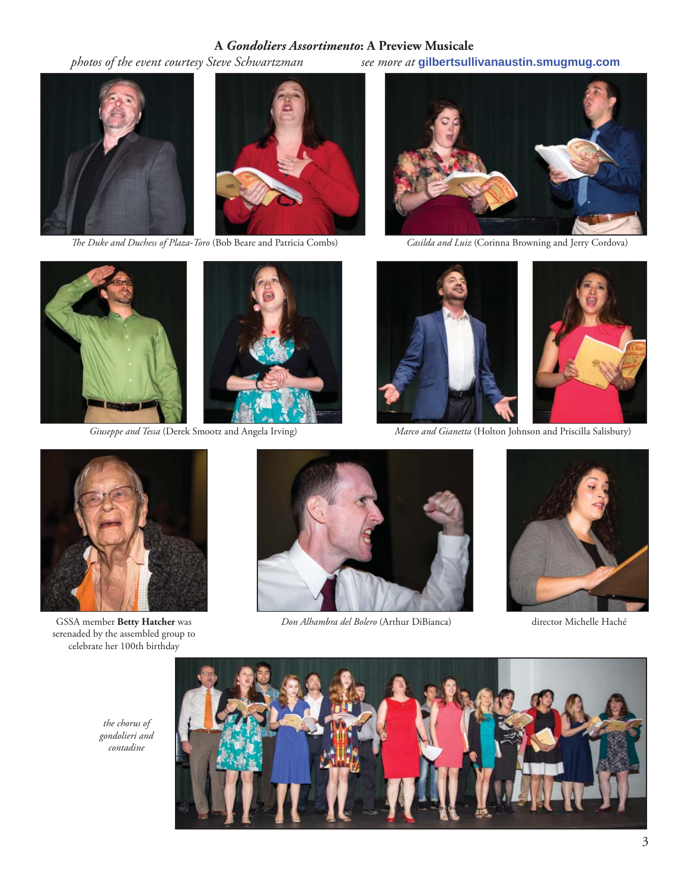## A *Gondoliers Assortimento*: A Preview Musicale

*photos of the event courtesy Steve Schwartzman* *see more at* **gilbertsullivanaustin.smugmug.com**

*The Duke and Duchess of Plaza-Toro* (Bob Beare and Patricia Combs)

*Casilda and Luiz* (Corinna Browning and Jerry Cordova)

*Giuseppe and Tessa* (Derek Smootz and Angela Irving)

*Marco and Gianetta* (Holton Johnson and Priscilla Salisbury)

GSSA member **Betty Hatcher** was serenaded by the assembled group to celebrate her 100th birthday

*Don Alhambra del Bolero* (Arthur DiBianca)

director Michelle Haché

*the chorus of gondolieri and contadine*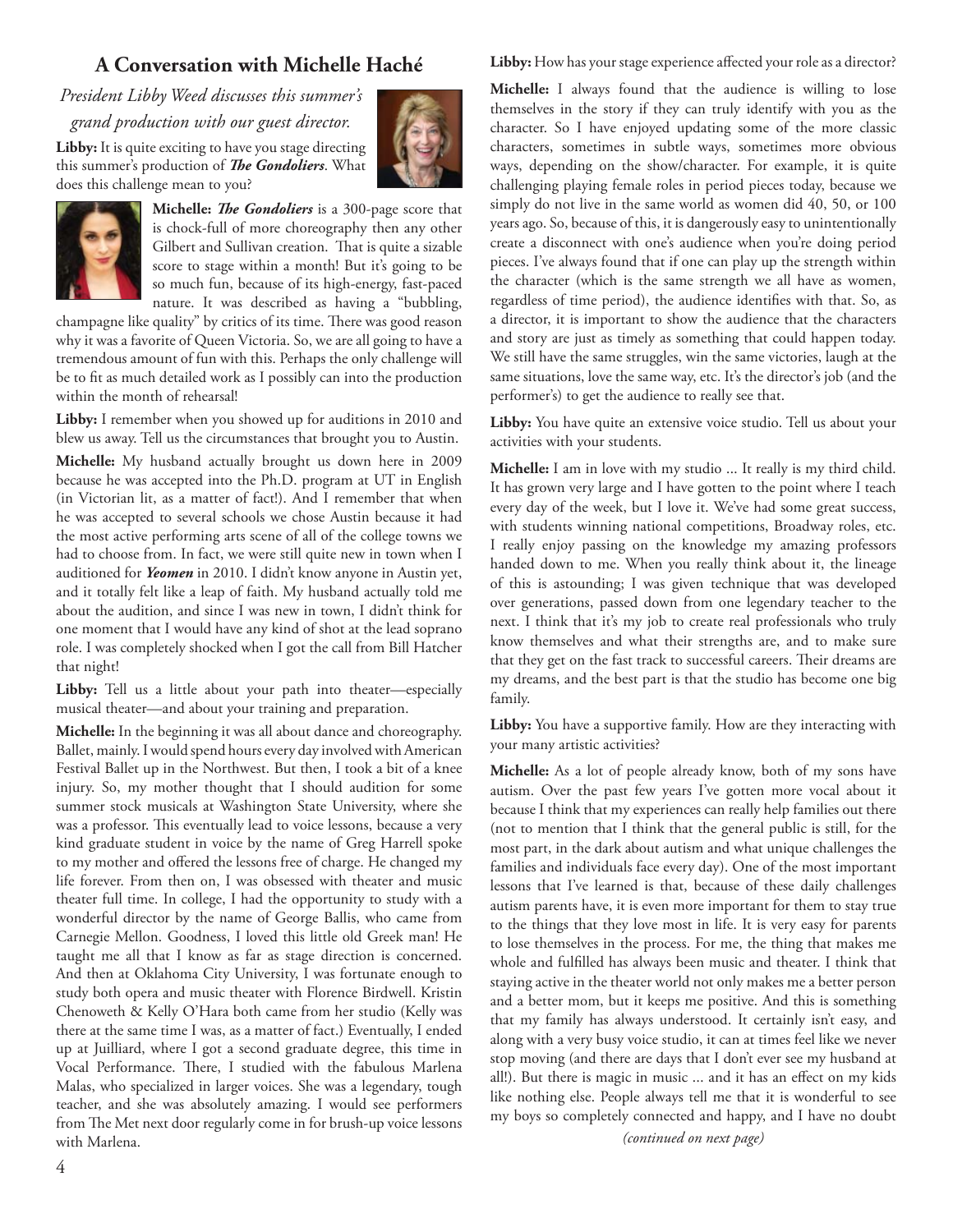## A Conversation with Michelle Haché

*President Libby Weed discusses this summer's grand production with our guest director.*

**Libby:** It is quite exciting to have you stage directing this summer's production of ***The Gondoliers***. What does this challenge mean to you?

**Michelle:** ***The Gondoliers*** is a 300-page score that is chock-full of more choreography then any other Gilbert and Sullivan creation. That is quite a sizable score to stage within a month! But it's going to be so much fun, because of its high-energy, fast-paced nature. It was described as having a "bubbling, champagne like quality" by critics of its time. There was good reason why it was a favorite of Queen Victoria. So, we are all going to have a tremendous amount of fun with this. Perhaps the only challenge will be to fit as much detailed work as I possibly can into the production within the month of rehearsal!

**Libby:** I remember when you showed up for auditions in 2010 and blew us away. Tell us the circumstances that brought you to Austin.

**Michelle:** My husband actually brought us down here in 2009 because he was accepted into the Ph.D. program at UT in English (in Victorian lit, as a matter of fact!). And I remember that when he was accepted to several schools we chose Austin because it had the most active performing arts scene of all of the college towns we had to choose from. In fact, we were still quite new in town when I auditioned for ***Yeomen*** in 2010. I didn't know anyone in Austin yet, and it totally felt like a leap of faith. My husband actually told me about the audition, and since I was new in town, I didn't think for one moment that I would have any kind of shot at the lead soprano role. I was completely shocked when I got the call from Bill Hatcher that night!

**Libby:** Tell us a little about your path into theater—especially musical theater—and about your training and preparation.

**Michelle:** In the beginning it was all about dance and choreography. Ballet, mainly. I would spend hours every day involved with American Festival Ballet up in the Northwest. But then, I took a bit of a knee injury. So, my mother thought that I should audition for some summer stock musicals at Washington State University, where she was a professor. This eventually lead to voice lessons, because a very kind graduate student in voice by the name of Greg Harrell spoke to my mother and offered the lessons free of charge. He changed my life forever. From then on, I was obsessed with theater and music theater full time. In college, I had the opportunity to study with a wonderful director by the name of George Ballis, who came from Carnegie Mellon. Goodness, I loved this little old Greek man! He taught me all that I know as far as stage direction is concerned. And then at Oklahoma City University, I was fortunate enough to study both opera and music theater with Florence Birdwell. Kristin Chenoweth & Kelly O'Hara both came from her studio (Kelly was there at the same time I was, as a matter of fact.) Eventually, I ended up at Juilliard, where I got a second graduate degree, this time in Vocal Performance. There, I studied with the fabulous Marlena Malas, who specialized in larger voices. She was a legendary, tough teacher, and she was absolutely amazing. I would see performers from The Met next door regularly come in for brush-up voice lessons with Marlena.

**Libby:** How has your stage experience affected your role as a director?

**Michelle:** I always found that the audience is willing to lose themselves in the story if they can truly identify with you as the character. So I have enjoyed updating some of the more classic characters, sometimes in subtle ways, sometimes more obvious ways, depending on the show/character. For example, it is quite challenging playing female roles in period pieces today, because we simply do not live in the same world as women did 40, 50, or 100 years ago. So, because of this, it is dangerously easy to unintentionally create a disconnect with one's audience when you're doing period pieces. I've always found that if one can play up the strength within the character (which is the same strength we all have as women, regardless of time period), the audience identifies with that. So, as a director, it is important to show the audience that the characters and story are just as timely as something that could happen today. We still have the same struggles, win the same victories, laugh at the same situations, love the same way, etc. It's the director's job (and the performer's) to get the audience to really see that.

**Libby:** You have quite an extensive voice studio. Tell us about your activities with your students.

**Michelle:** I am in love with my studio ... It really is my third child. It has grown very large and I have gotten to the point where I teach every day of the week, but I love it. We've had some great success, with students winning national competitions, Broadway roles, etc. I really enjoy passing on the knowledge my amazing professors handed down to me. When you really think about it, the lineage of this is astounding; I was given technique that was developed over generations, passed down from one legendary teacher to the next. I think that it's my job to create real professionals who truly know themselves and what their strengths are, and to make sure that they get on the fast track to successful careers. Their dreams are my dreams, and the best part is that the studio has become one big family.

**Libby:** You have a supportive family. How are they interacting with your many artistic activities?

**Michelle:** As a lot of people already know, both of my sons have autism. Over the past few years I've gotten more vocal about it because I think that my experiences can really help families out there (not to mention that I think that the general public is still, for the most part, in the dark about autism and what unique challenges the families and individuals face every day). One of the most important lessons that I've learned is that, because of these daily challenges autism parents have, it is even more important for them to stay true to the things that they love most in life. It is very easy for parents to lose themselves in the process. For me, the thing that makes me whole and fulfilled has always been music and theater. I think that staying active in the theater world not only makes me a better person and a better mom, but it keeps me positive. And this is something that my family has always understood. It certainly isn't easy, and along with a very busy voice studio, it can at times feel like we never stop moving (and there are days that I don't ever see my husband at all!). But there is magic in music ... and it has an effect on my kids like nothing else. People always tell me that it is wonderful to see my boys so completely connected and happy, and I have no doubt

*(continued on next page)*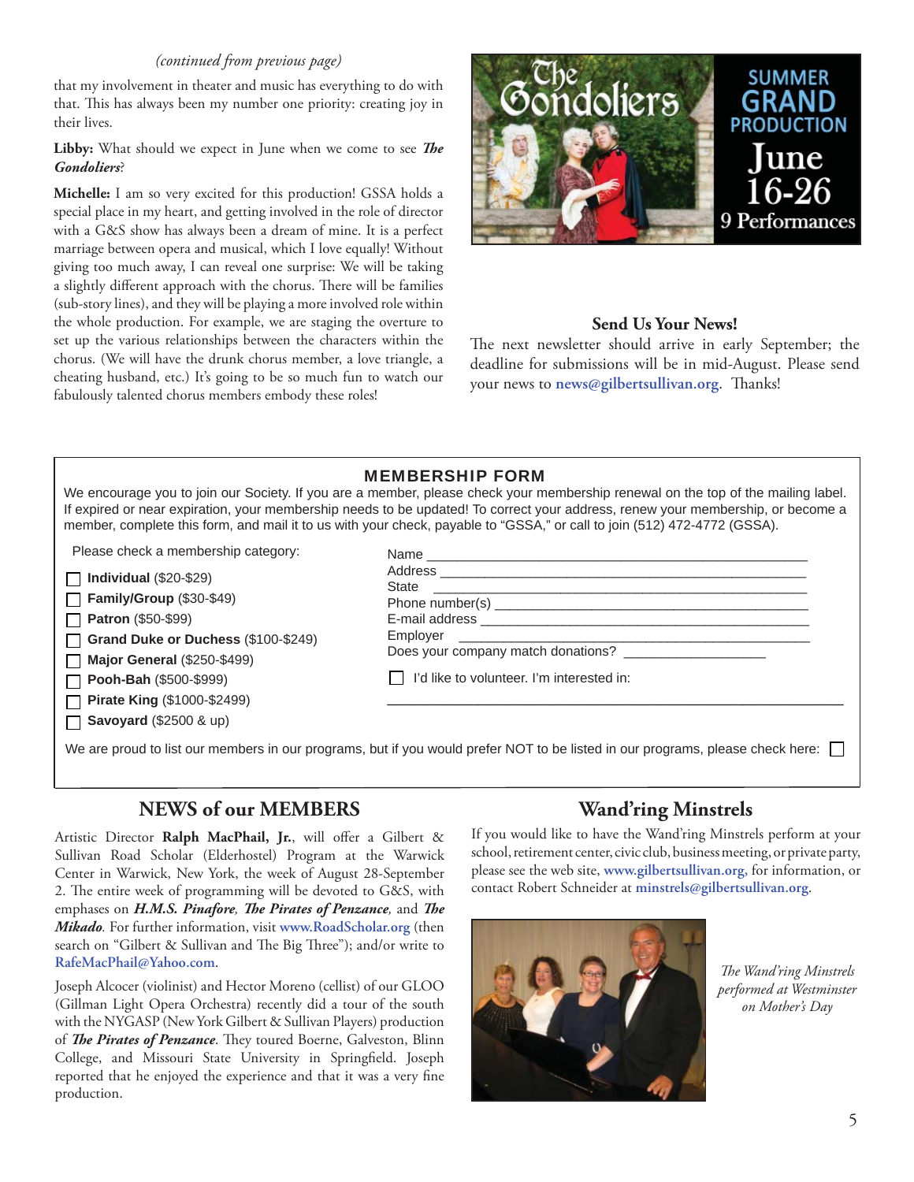*(continued from previous page)*

that my involvement in theater and music has everything to do with that. This has always been my number one priority: creating joy in their lives.

**Libby:** What should we expect in June when we come to see ***The Gondoliers***?

**Michelle:** I am so very excited for this production! GSSA holds a special place in my heart, and getting involved in the role of director with a G&S show has always been a dream of mine. It is a perfect marriage between opera and musical, which I love equally! Without giving too much away, I can reveal one surprise: We will be taking a slightly different approach with the chorus. There will be families (sub-story lines), and they will be playing a more involved role within the whole production. For example, we are staging the overture to set up the various relationships between the characters within the chorus. (We will have the drunk chorus member, a love triangle, a cheating husband, etc.) It's going to be so much fun to watch our fabulously talented chorus members embody these roles!

The Gondoliers — SUMMER GRAND PRODUCTION — June 16-26 — 9 Performances

### Send Us Your News!

The next newsletter should arrive in early September; the deadline for submissions will be in mid-August. Please send your news to **news@gilbertsullivan.org**. Thanks!

## MEMBERSHIP FORM

We encourage you to join our Society. If you are a member, please check your membership renewal on the top of the mailing label. If expired or near expiration, your membership needs to be updated! To correct your address, renew your membership, or become a member, complete this form, and mail it to us with your check, payable to "GSSA," or call to join (512) 472-4772 (GSSA).

Please check a membership category:

- ☐ **Individual** ($20-$29)
- ☐ **Family/Group** ($30-$49)
- ☐ **Patron** ($50-$99)
- ☐ **Grand Duke or Duchess** ($100-$249)
- ☐ **Major General** ($250-$499)
- ☐ **Pooh-Bah** ($500-$999)
- ☐ **Pirate King** ($1000-$2499)
- ☐ **Savoyard** ($2500 & up)

Name ____________________

Address ____________________

State ____________________

Phone number(s) ____________________

E-mail address ____________________

Employer ____________________

Does your company match donations? ____________

☐ I'd like to volunteer. I'm interested in:

____________________

We are proud to list our members in our programs, but if you would prefer NOT to be listed in our programs, please check here: ☐

## NEWS of our MEMBERS

Artistic Director **Ralph MacPhail, Jr.**, will offer a Gilbert & Sullivan Road Scholar (Elderhostel) Program at the Warwick Center in Warwick, New York, the week of August 28-September 2. The entire week of programming will be devoted to G&S, with emphases on ***H.M.S. Pinafore***, ***The Pirates of Penzance***, and ***The Mikado***. For further information, visit **www.RoadScholar.org** (then search on "Gilbert & Sullivan and The Big Three"); and/or write to **RafeMacPhail@Yahoo.com**.

Joseph Alcocer (violinist) and Hector Moreno (cellist) of our GLOO (Gillman Light Opera Orchestra) recently did a tour of the south with the NYGASP (New York Gilbert & Sullivan Players) production of ***The Pirates of Penzance***. They toured Boerne, Galveston, Blinn College, and Missouri State University in Springfield. Joseph reported that he enjoyed the experience and that it was a very fine production.

## Wand'ring Minstrels

If you would like to have the Wand'ring Minstrels perform at your school, retirement center, civic club, business meeting, or private party, please see the web site, **www.gilbertsullivan.org**, for information, or contact Robert Schneider at **minstrels@gilbertsullivan.org**.

*The Wand'ring Minstrels performed at Westminster on Mother's Day*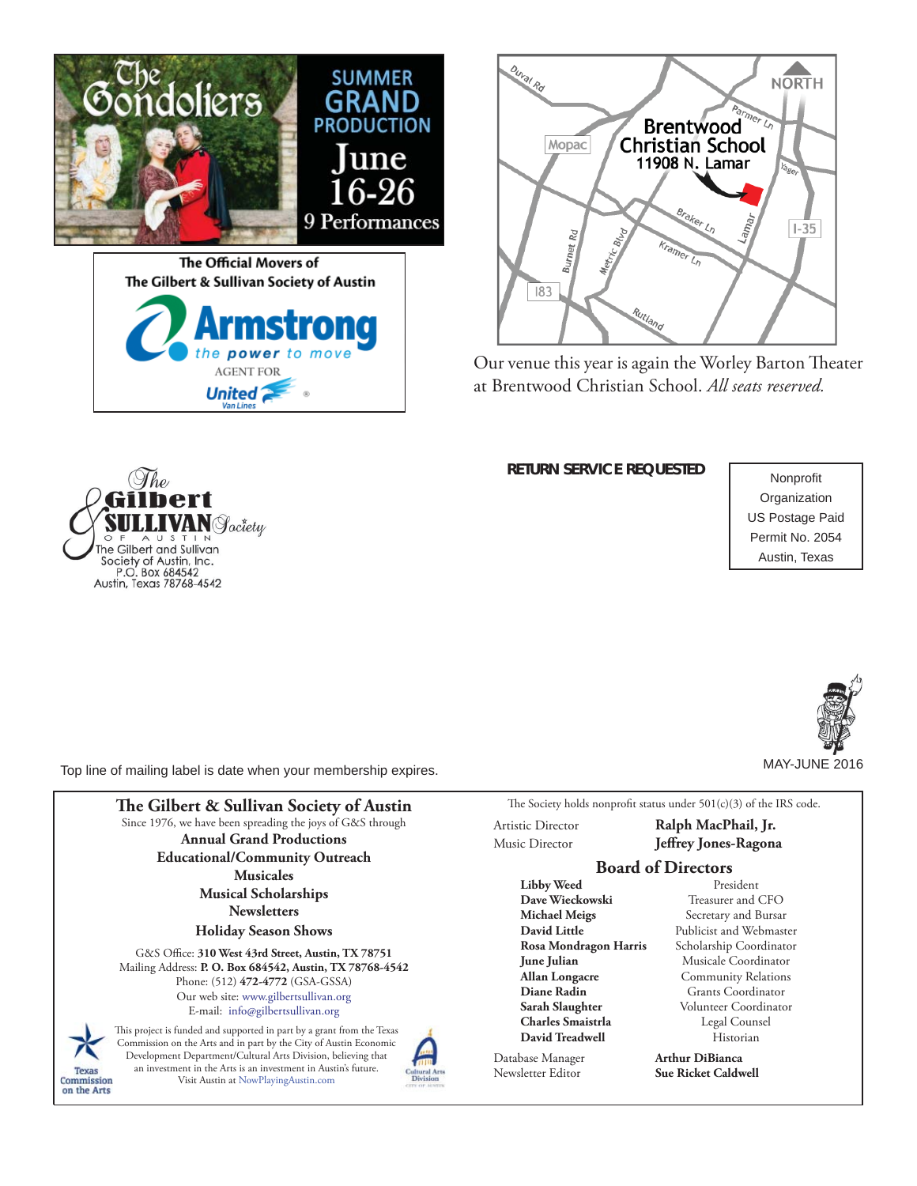The Gondoliers

SUMMER GRAND PRODUCTION

June 16-26

9 Performances

The Official Movers of The Gilbert & Sullivan Society of Austin

Armstrong — the power to move

AGENT FOR United Van Lines

Duval Rd · Parmer Ln · NORTH · Mopac · Brentwood Christian School 11908 N. Lamar · Yager · Braker Ln · Lamar · I-35 · Burnet Rd · Metric Blvd · Kramer Ln · 183 · Rutland

Our venue this year is again the Worley Barton Theater at Brentwood Christian School. *All seats reserved.*

The Gilbert & Sullivan Society of Austin
The Gilbert and Sullivan Society of Austin, Inc.
P.O. Box 684542
Austin, Texas 78768-4542

**RETURN SERVICE REQUESTED**

Nonprofit Organization
US Postage Paid
Permit No. 2054
Austin, Texas

MAY-JUNE 2016

Top line of mailing label is date when your membership expires.

## The Gilbert & Sullivan Society of Austin

Since 1976, we have been spreading the joys of G&S through

**Annual Grand Productions**
**Educational/Community Outreach**
**Musicales**
**Musical Scholarships**
**Newsletters**
**Holiday Season Shows**

G&S Office: **310 West 43rd Street, Austin, TX 78751**
Mailing Address: **P. O. Box 684542, Austin, TX 78768-4542**
Phone: (512) **472-4772** (GSA-GSSA)
Our web site: www.gilbertsullivan.org
E-mail: info@gilbertsullivan.org

This project is funded and supported in part by a grant from the Texas Commission on the Arts and in part by the City of Austin Economic Development Department/Cultural Arts Division, believing that an investment in the Arts is an investment in Austin's future. Visit Austin at NowPlayingAustin.com

Texas Commission on the Arts · Cultural Arts Division

The Society holds nonprofit status under 501(c)(3) of the IRS code.

| | |
|---|---|
| Artistic Director | **Ralph MacPhail, Jr.** |
| Music Director | **Jeffrey Jones-Ragona** |

### Board of Directors

| | |
|---|---|
| **Libby Weed** | President |
| **Dave Wieckowski** | Treasurer and CFO |
| **Michael Meigs** | Secretary and Bursar |
| **David Little** | Publicist and Webmaster |
| **Rosa Mondragon Harris** | Scholarship Coordinator |
| **June Julian** | Musicale Coordinator |
| **Allan Longacre** | Community Relations |
| **Diane Radin** | Grants Coordinator |
| **Sarah Slaughter** | Volunteer Coordinator |
| **Charles Smaistrla** | Legal Counsel |
| **David Treadwell** | Historian |

| | |
|---|---|
| Database Manager | **Arthur DiBianca** |
| Newsletter Editor | **Sue Ricket Caldwell** |